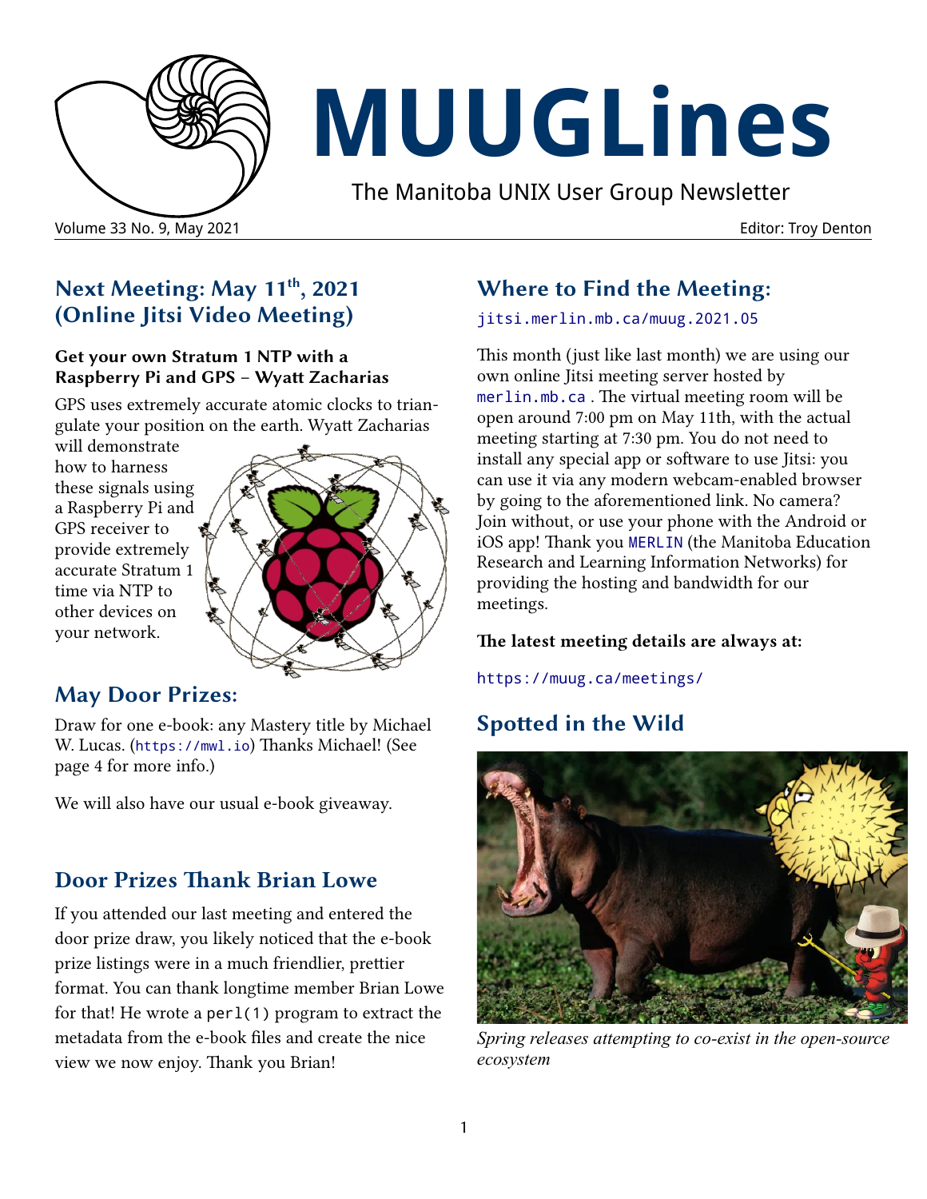# MUUGLines

The Manitoba UNIX User Group Newsletter

Volume 33 No. 9, May 2021 Editor: Troy Denton

## Next Meeting: May 11th, 2021 (Online Jitsi Video Meeting)

**Get your own Stratum 1 NTP with a Raspberry Pi and GPS – Wyatt Zacharias**

GPS uses extremely accurate atomic clocks to triangulate your position on the earth. Wyatt Zacharias will demonstrate how to harness these signals using a Raspberry Pi and GPS receiver to provide extremely accurate Stratum 1 time via NTP to other devices on your network.

## May Door Prizes:

Draw for one e-book: any Mastery title by Michael W. Lucas. (`https://mwl.io`) Thanks Michael! (See page 4 for more info.)

We will also have our usual e-book giveaway.

## Door Prizes Thank Brian Lowe

If you attended our last meeting and entered the door prize draw, you likely noticed that the e-book prize listings were in a much friendlier, prettier format. You can thank longtime member Brian Lowe for that! He wrote a `perl(1)` program to extract the metadata from the e-book files and create the nice view we now enjoy. Thank you Brian!

## Where to Find the Meeting:

`jitsi.merlin.mb.ca/muug.2021.05`

This month (just like last month) we are using our own online Jitsi meeting server hosted by `merlin.mb.ca`. The virtual meeting room will be open around 7:00 pm on May 11th, with the actual meeting starting at 7:30 pm. You do not need to install any special app or software to use Jitsi: you can use it via any modern webcam-enabled browser by going to the aforementioned link. No camera? Join without, or use your phone with the Android or iOS app! Thank you `MERLIN` (the Manitoba Education Research and Learning Information Networks) for providing the hosting and bandwidth for our meetings.

**The latest meeting details are always at:**

`https://muug.ca/meetings/`

## Spotted in the Wild

*Spring releases attempting to co-exist in the open-source ecosystem*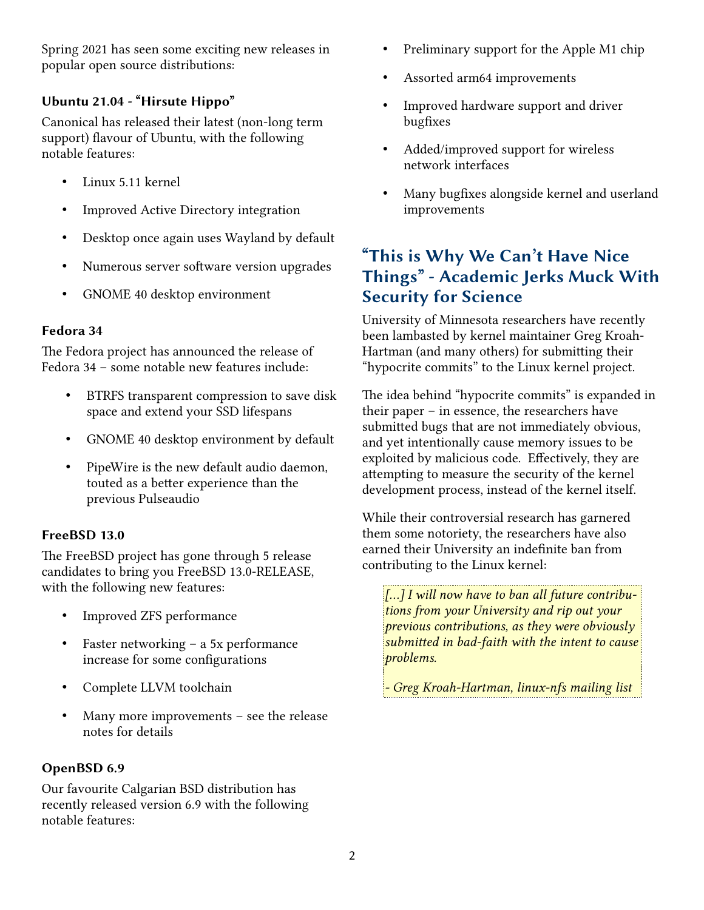Spring 2021 has seen some exciting new releases in popular open source distributions:

### Ubuntu 21.04 - "Hirsute Hippo"

Canonical has released their latest (non-long term support) flavour of Ubuntu, with the following notable features:

- Linux 5.11 kernel
- Improved Active Directory integration
- Desktop once again uses Wayland by default
- Numerous server software version upgrades
- GNOME 40 desktop environment

### Fedora 34

The Fedora project has announced the release of Fedora 34 – some notable new features include:

- BTRFS transparent compression to save disk space and extend your SSD lifespans
- GNOME 40 desktop environment by default
- PipeWire is the new default audio daemon, touted as a better experience than the previous Pulseaudio

### FreeBSD 13.0

The FreeBSD project has gone through 5 release candidates to bring you FreeBSD 13.0-RELEASE, with the following new features:

- Improved ZFS performance
- Faster networking – a 5x performance increase for some configurations
- Complete LLVM toolchain
- Many more improvements – see the release notes for details

### OpenBSD 6.9

Our favourite Calgarian BSD distribution has recently released version 6.9 with the following notable features:

- Preliminary support for the Apple M1 chip
- Assorted arm64 improvements
- Improved hardware support and driver bugfixes
- Added/improved support for wireless network interfaces
- Many bugfixes alongside kernel and userland improvements

## "This is Why We Can't Have Nice Things" - Academic Jerks Muck With Security for Science

University of Minnesota researchers have recently been lambasted by kernel maintainer Greg Kroah-Hartman (and many others) for submitting their "hypocrite commits" to the Linux kernel project.

The idea behind "hypocrite commits" is expanded in their paper – in essence, the researchers have submitted bugs that are not immediately obvious, and yet intentionally cause memory issues to be exploited by malicious code. Effectively, they are attempting to measure the security of the kernel development process, instead of the kernel itself.

While their controversial research has garnered them some notoriety, the researchers have also earned their University an indefinite ban from contributing to the Linux kernel:

> *[...] I will now have to ban all future contributions from your University and rip out your previous contributions, as they were obviously submitted in bad-faith with the intent to cause problems.*
>
> *- Greg Kroah-Hartman, linux-nfs mailing list*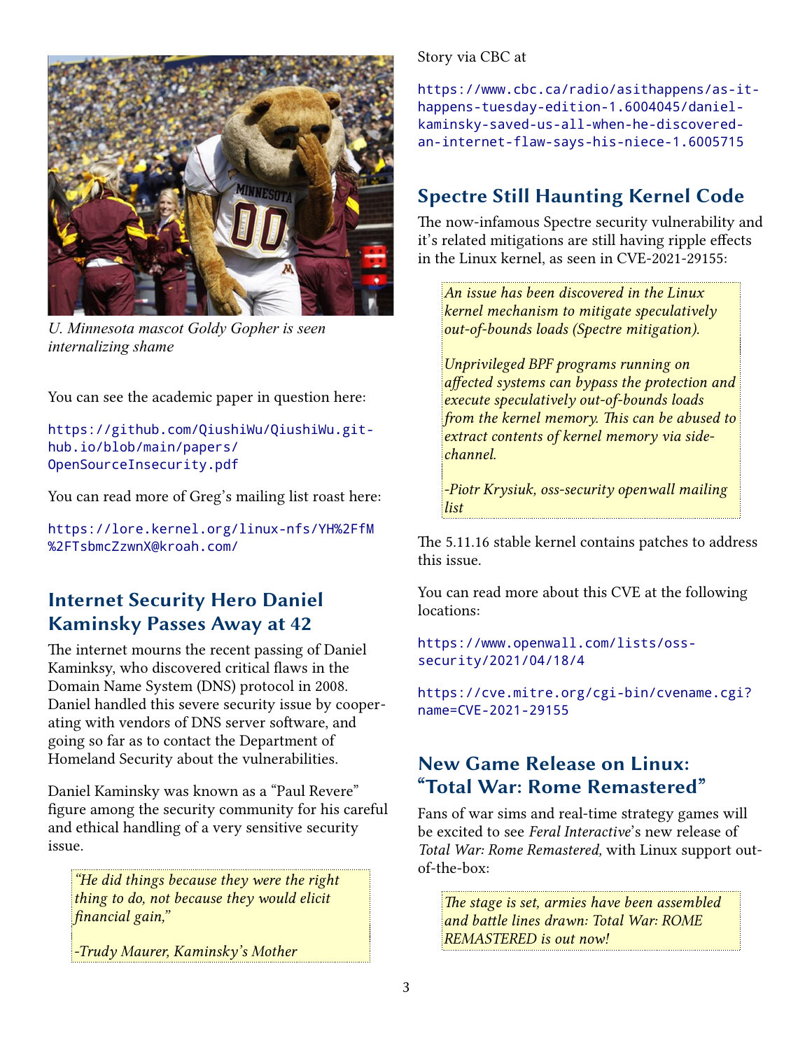*U. Minnesota mascot Goldy Gopher is seen internalizing shame*

You can see the academic paper in question here:

https://github.com/QiushiWu/QiushiWu.github.io/blob/main/papers/OpenSourceInsecurity.pdf

You can read more of Greg's mailing list roast here:

https://lore.kernel.org/linux-nfs/YH%2FfM%2FTsbmcZzwnX@kroah.com/

## Internet Security Hero Daniel Kaminsky Passes Away at 42

The internet mourns the recent passing of Daniel Kaminksy, who discovered critical flaws in the Domain Name System (DNS) protocol in 2008. Daniel handled this severe security issue by cooperating with vendors of DNS server software, and going so far as to contact the Department of Homeland Security about the vulnerabilities.

Daniel Kaminsky was known as a "Paul Revere" figure among the security community for his careful and ethical handling of a very sensitive security issue.

> *"He did things because they were the right thing to do, not because they would elicit financial gain,"*
>
> *-Trudy Maurer, Kaminsky's Mother*

Story via CBC at

https://www.cbc.ca/radio/asithappens/as-it-happens-tuesday-edition-1.6004045/daniel-kaminsky-saved-us-all-when-he-discovered-an-internet-flaw-says-his-niece-1.6005715

## Spectre Still Haunting Kernel Code

The now-infamous Spectre security vulnerability and it's related mitigations are still having ripple effects in the Linux kernel, as seen in CVE-2021-29155:

> *An issue has been discovered in the Linux kernel mechanism to mitigate speculatively out-of-bounds loads (Spectre mitigation).*
>
> *Unprivileged BPF programs running on affected systems can bypass the protection and execute speculatively out-of-bounds loads from the kernel memory. This can be abused to extract contents of kernel memory via side-channel.*
>
> *-Piotr Krysiuk, oss-security openwall mailing list*

The 5.11.16 stable kernel contains patches to address this issue.

You can read more about this CVE at the following locations:

https://www.openwall.com/lists/oss-security/2021/04/18/4

https://cve.mitre.org/cgi-bin/cvename.cgi?name=CVE-2021-29155

## New Game Release on Linux: "Total War: Rome Remastered"

Fans of war sims and real-time strategy games will be excited to see *Feral Interactive*'s new release of *Total War: Rome Remastered,* with Linux support out-of-the-box:

> *The stage is set, armies have been assembled and battle lines drawn: Total War: ROME REMASTERED is out now!*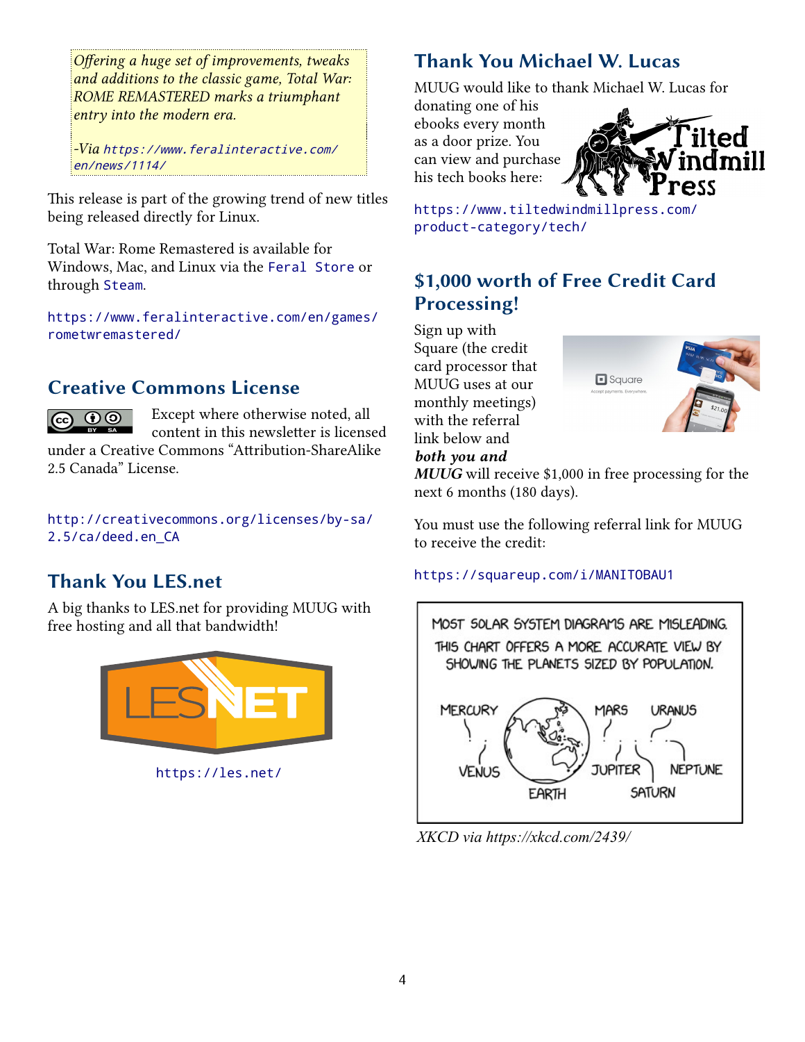*Offering a huge set of improvements, tweaks and additions to the classic game, Total War: ROME REMASTERED marks a triumphant entry into the modern era.*

*-Via https://www.feralinteractive.com/en/news/1114/*

This release is part of the growing trend of new titles being released directly for Linux.

Total War: Rome Remastered is available for Windows, Mac, and Linux via the Feral Store or through Steam.

https://www.feralinteractive.com/en/games/rometwremastered/

## Creative Commons License

Except where otherwise noted, all content in this newsletter is licensed under a Creative Commons "Attribution-ShareAlike 2.5 Canada" License.

http://creativecommons.org/licenses/by-sa/2.5/ca/deed.en_CA

## Thank You LES.net

A big thanks to LES.net for providing MUUG with free hosting and all that bandwidth!

https://les.net/

## Thank You Michael W. Lucas

MUUG would like to thank Michael W. Lucas for donating one of his ebooks every month as a door prize. You can view and purchase his tech books here:

https://www.tiltedwindmillpress.com/product-category/tech/

## $1,000 worth of Free Credit Card Processing!

Sign up with Square (the credit card processor that MUUG uses at our monthly meetings) with the referral link below and ***both you and MUUG*** will receive $1,000 in free processing for the next 6 months (180 days).

You must use the following referral link for MUUG to receive the credit:

https://squareup.com/i/MANITOBAU1

*XKCD via https://xkcd.com/2439/*